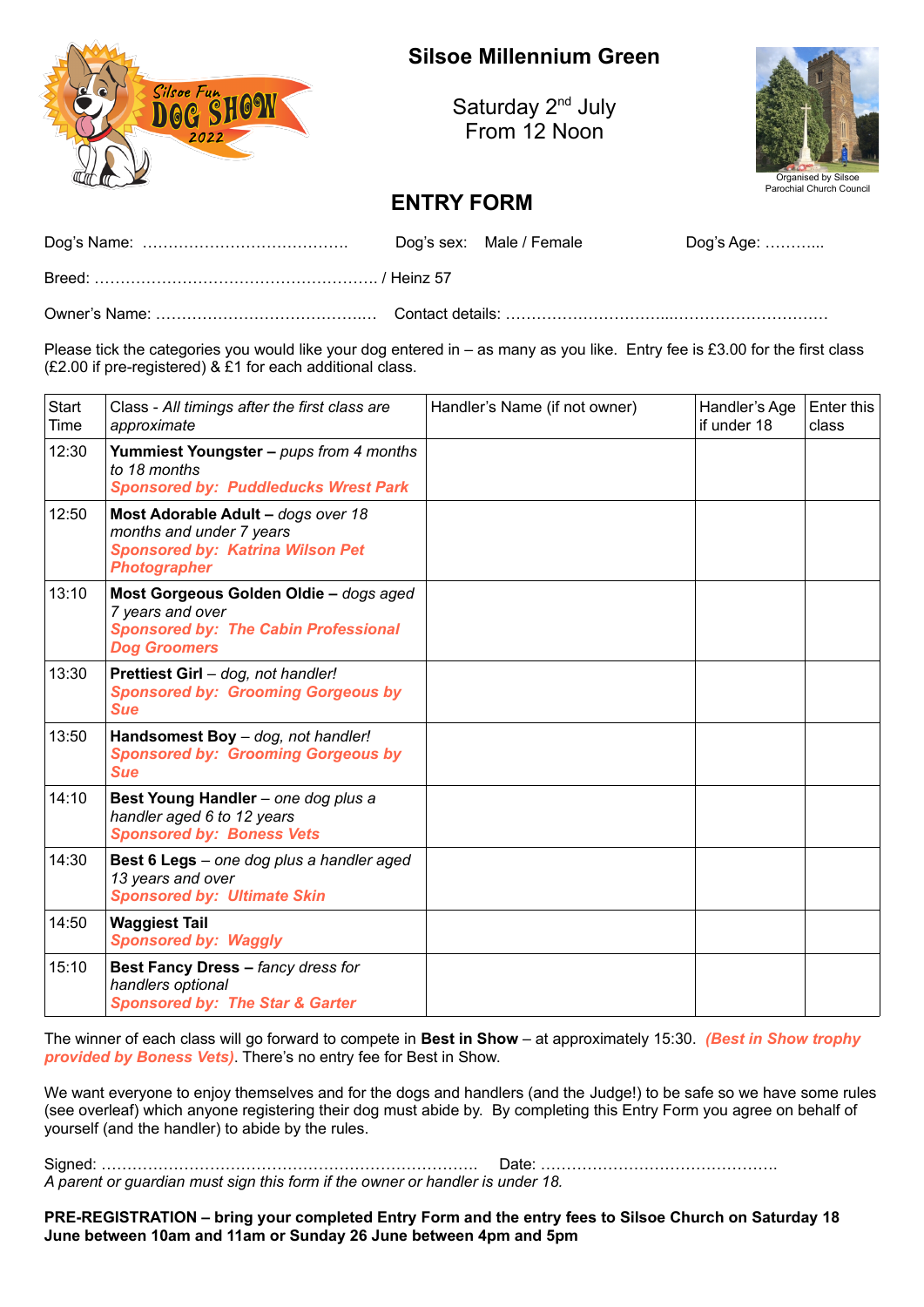Silsoe Fun DOG SHOW 2022

# Silsoe Millennium Green

Saturday 2nd July
From 12 Noon

Organised by Silsoe Parochial Church Council

## ENTRY FORM

Dog's Name: …………………………………. Dog's sex: Male / Female Dog's Age: ………..

Breed: ………………………………………………. / Heinz 57

Owner's Name: ……………………………………. Contact details: ………………………...…………………………

Please tick the categories you would like your dog entered in – as many as you like. Entry fee is £3.00 for the first class (£2.00 if pre-registered) & £1 for each additional class.

| Start Time | Class - *All timings after the first class are approximate* | Handler's Name (if not owner) | Handler's Age if under 18 | Enter this class |
|---|---|---|---|---|
| 12:30 | **Yummiest Youngster –** *pups from 4 months to 18 months* ***Sponsored by: Puddleducks Wrest Park*** | | | |
| 12:50 | **Most Adorable Adult –** *dogs over 18 months and under 7 years* ***Sponsored by: Katrina Wilson Pet Photographer*** | | | |
| 13:10 | **Most Gorgeous Golden Oldie –** *dogs aged 7 years and over* ***Sponsored by: The Cabin Professional Dog Groomers*** | | | |
| 13:30 | **Prettiest Girl** – *dog, not handler!* ***Sponsored by: Grooming Gorgeous by Sue*** | | | |
| 13:50 | **Handsomest Boy** – *dog, not handler!* ***Sponsored by: Grooming Gorgeous by Sue*** | | | |
| 14:10 | **Best Young Handler** – *one dog plus a handler aged 6 to 12 years* ***Sponsored by: Boness Vets*** | | | |
| 14:30 | **Best 6 Legs** – *one dog plus a handler aged 13 years and over* ***Sponsored by: Ultimate Skin*** | | | |
| 14:50 | **Waggiest Tail** ***Sponsored by: Waggly*** | | | |
| 15:10 | **Best Fancy Dress –** *fancy dress for handlers optional* ***Sponsored by: The Star & Garter*** | | | |

The winner of each class will go forward to compete in **Best in Show** – at approximately 15:30. ***(Best in Show trophy provided by Boness Vets)***. There's no entry fee for Best in Show.

We want everyone to enjoy themselves and for the dogs and handlers (and the Judge!) to be safe so we have some rules (see overleaf) which anyone registering their dog must abide by. By completing this Entry Form you agree on behalf of yourself (and the handler) to abide by the rules.

Signed: ………………………………………………………………… Date: ……………………………………….
*A parent or guardian must sign this form if the owner or handler is under 18.*

**PRE-REGISTRATION – bring your completed Entry Form and the entry fees to Silsoe Church on Saturday 18 June between 10am and 11am or Sunday 26 June between 4pm and 5pm**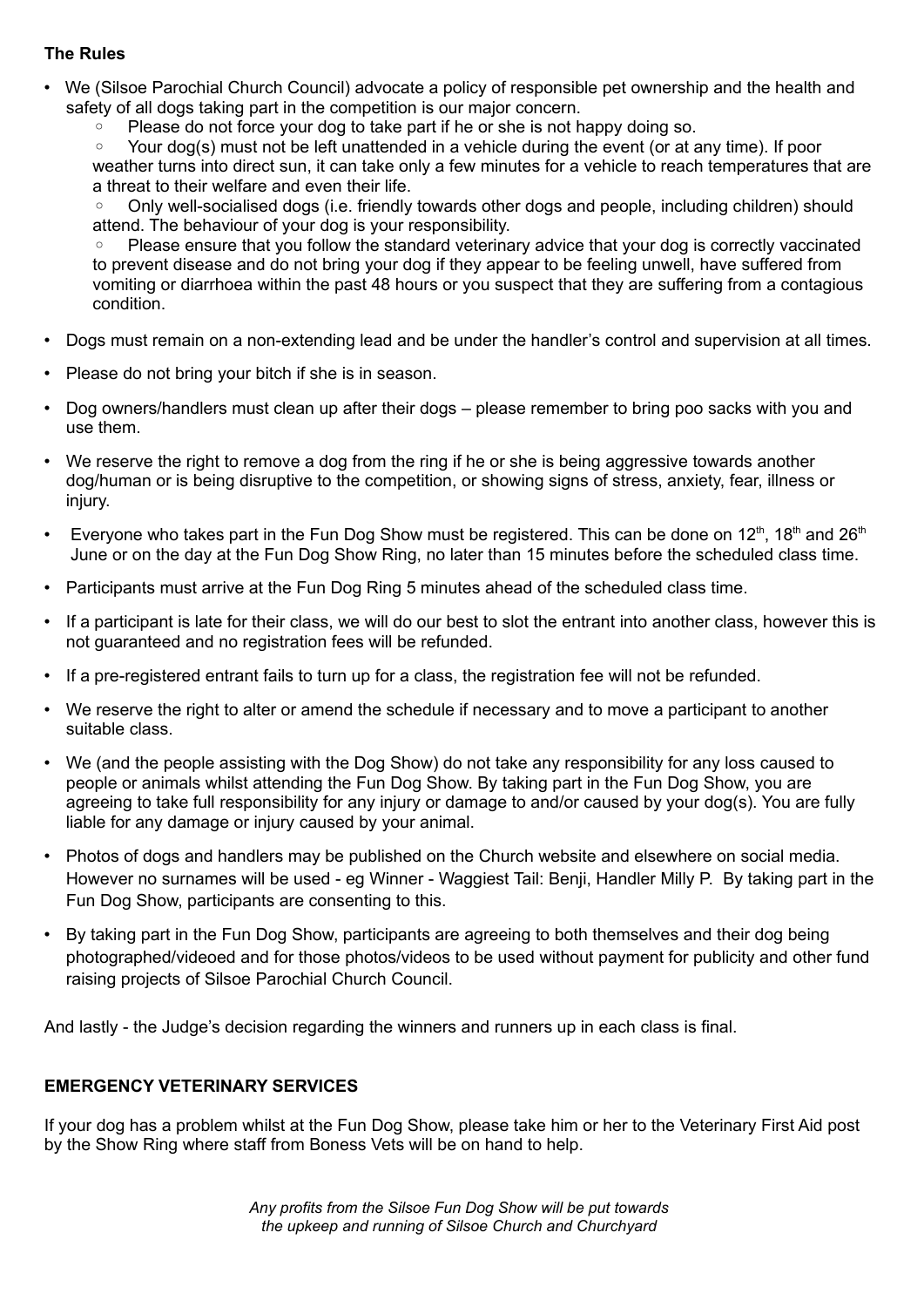**The Rules**

- We (Silsoe Parochial Church Council) advocate a policy of responsible pet ownership and the health and safety of all dogs taking part in the competition is our major concern.
  - Please do not force your dog to take part if he or she is not happy doing so.
  - Your dog(s) must not be left unattended in a vehicle during the event (or at any time). If poor weather turns into direct sun, it can take only a few minutes for a vehicle to reach temperatures that are a threat to their welfare and even their life.
  - Only well-socialised dogs (i.e. friendly towards other dogs and people, including children) should attend. The behaviour of your dog is your responsibility.
  - Please ensure that you follow the standard veterinary advice that your dog is correctly vaccinated to prevent disease and do not bring your dog if they appear to be feeling unwell, have suffered from vomiting or diarrhoea within the past 48 hours or you suspect that they are suffering from a contagious condition.
- Dogs must remain on a non-extending lead and be under the handler's control and supervision at all times.
- Please do not bring your bitch if she is in season.
- Dog owners/handlers must clean up after their dogs – please remember to bring poo sacks with you and use them.
- We reserve the right to remove a dog from the ring if he or she is being aggressive towards another dog/human or is being disruptive to the competition, or showing signs of stress, anxiety, fear, illness or injury.
- Everyone who takes part in the Fun Dog Show must be registered. This can be done on 12th, 18th and 26th June or on the day at the Fun Dog Show Ring, no later than 15 minutes before the scheduled class time.
- Participants must arrive at the Fun Dog Ring 5 minutes ahead of the scheduled class time.
- If a participant is late for their class, we will do our best to slot the entrant into another class, however this is not guaranteed and no registration fees will be refunded.
- If a pre-registered entrant fails to turn up for a class, the registration fee will not be refunded.
- We reserve the right to alter or amend the schedule if necessary and to move a participant to another suitable class.
- We (and the people assisting with the Dog Show) do not take any responsibility for any loss caused to people or animals whilst attending the Fun Dog Show. By taking part in the Fun Dog Show, you are agreeing to take full responsibility for any injury or damage to and/or caused by your dog(s). You are fully liable for any damage or injury caused by your animal.
- Photos of dogs and handlers may be published on the Church website and elsewhere on social media. However no surnames will be used - eg Winner - Waggiest Tail: Benji, Handler Milly P. By taking part in the Fun Dog Show, participants are consenting to this.
- By taking part in the Fun Dog Show, participants are agreeing to both themselves and their dog being photographed/videoed and for those photos/videos to be used without payment for publicity and other fund raising projects of Silsoe Parochial Church Council.

And lastly - the Judge's decision regarding the winners and runners up in each class is final.

**EMERGENCY VETERINARY SERVICES**

If your dog has a problem whilst at the Fun Dog Show, please take him or her to the Veterinary First Aid post by the Show Ring where staff from Boness Vets will be on hand to help.

*Any profits from the Silsoe Fun Dog Show will be put towards the upkeep and running of Silsoe Church and Churchyard*